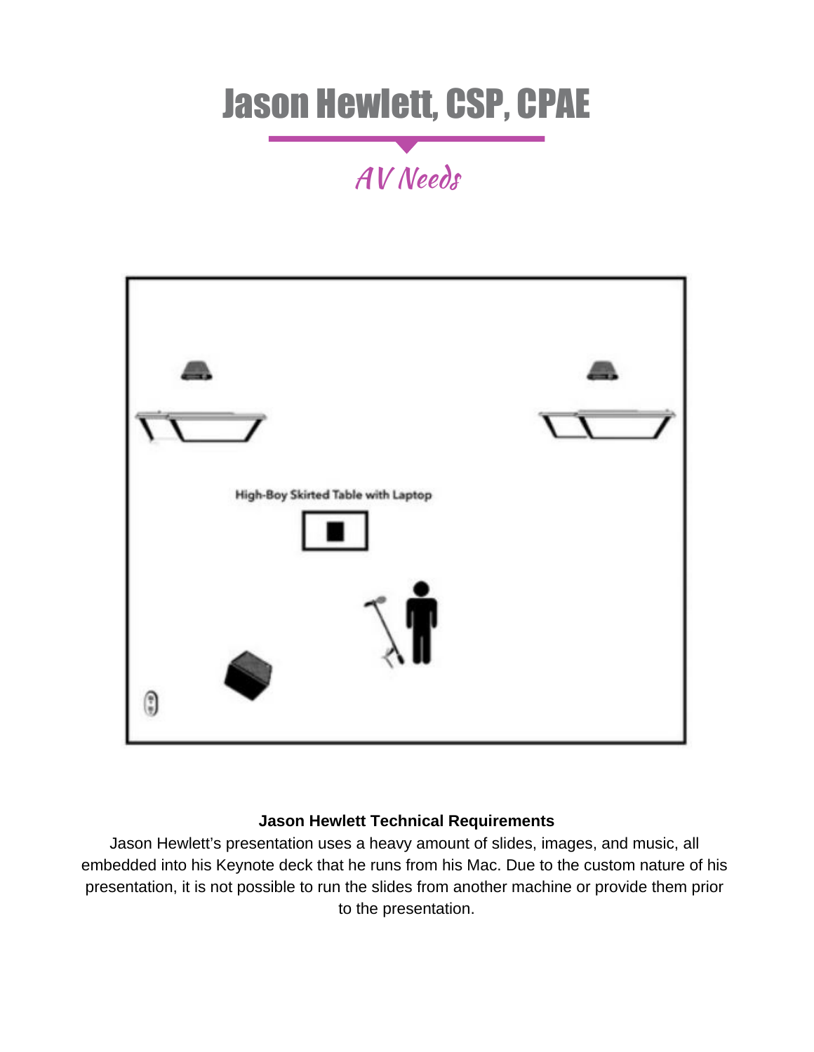# Jason Hewlett, CSP, CPAE

## *AV Needs*

High-Boy Skirted Table with Laptop

**Jason Hewlett Technical Requirements**

Jason Hewlett's presentation uses a heavy amount of slides, images, and music, all embedded into his Keynote deck that he runs from his Mac. Due to the custom nature of his presentation, it is not possible to run the slides from another machine or provide them prior to the presentation.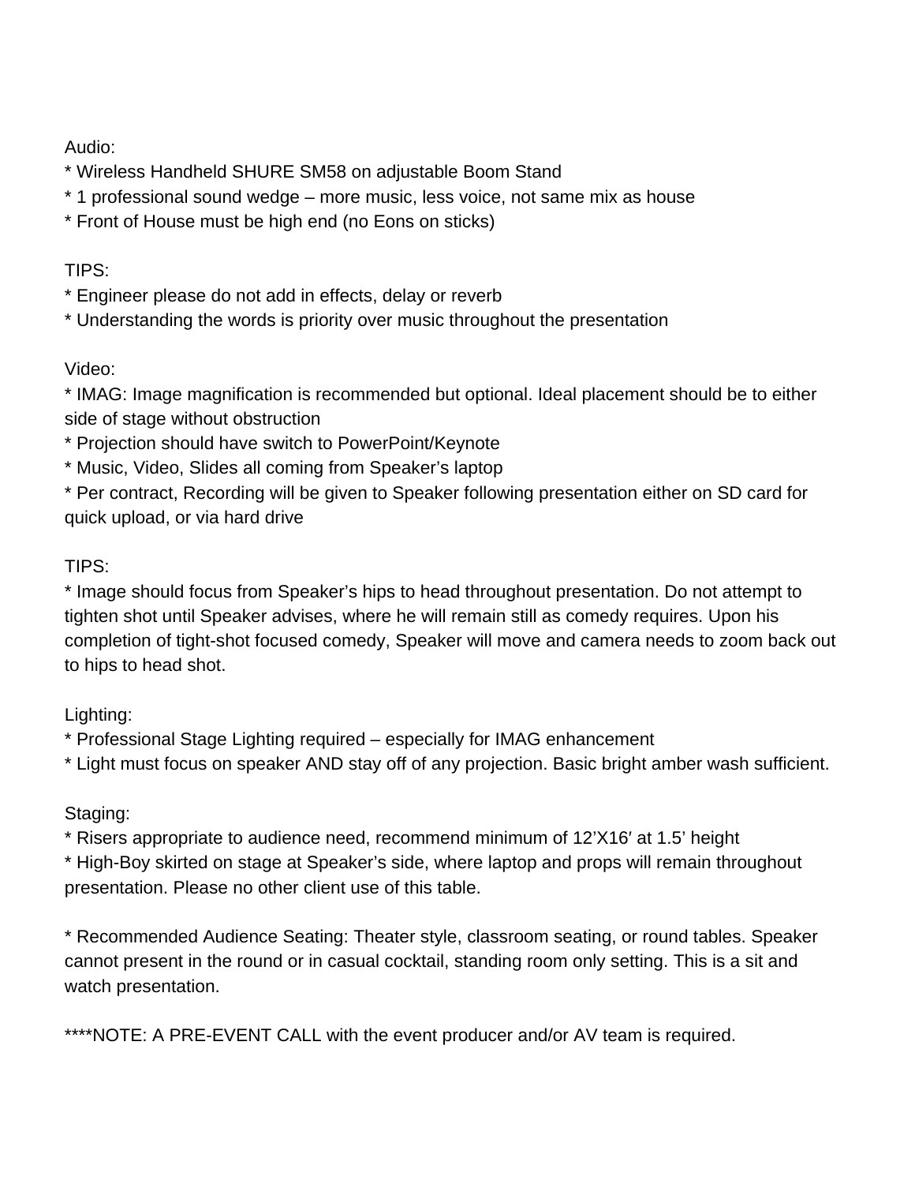Audio:
* Wireless Handheld SHURE SM58 on adjustable Boom Stand
* 1 professional sound wedge – more music, less voice, not same mix as house
* Front of House must be high end (no Eons on sticks)

TIPS:
* Engineer please do not add in effects, delay or reverb
* Understanding the words is priority over music throughout the presentation

Video:
* IMAG: Image magnification is recommended but optional. Ideal placement should be to either side of stage without obstruction
* Projection should have switch to PowerPoint/Keynote
* Music, Video, Slides all coming from Speaker's laptop
* Per contract, Recording will be given to Speaker following presentation either on SD card for quick upload, or via hard drive

TIPS:
* Image should focus from Speaker's hips to head throughout presentation. Do not attempt to tighten shot until Speaker advises, where he will remain still as comedy requires. Upon his completion of tight-shot focused comedy, Speaker will move and camera needs to zoom back out to hips to head shot.

Lighting:
* Professional Stage Lighting required – especially for IMAG enhancement
* Light must focus on speaker AND stay off of any projection. Basic bright amber wash sufficient.

Staging:
* Risers appropriate to audience need, recommend minimum of 12'X16′ at 1.5' height
* High-Boy skirted on stage at Speaker's side, where laptop and props will remain throughout presentation. Please no other client use of this table.

* Recommended Audience Seating: Theater style, classroom seating, or round tables. Speaker cannot present in the round or in casual cocktail, standing room only setting. This is a sit and watch presentation.

****NOTE: A PRE-EVENT CALL with the event producer and/or AV team is required.